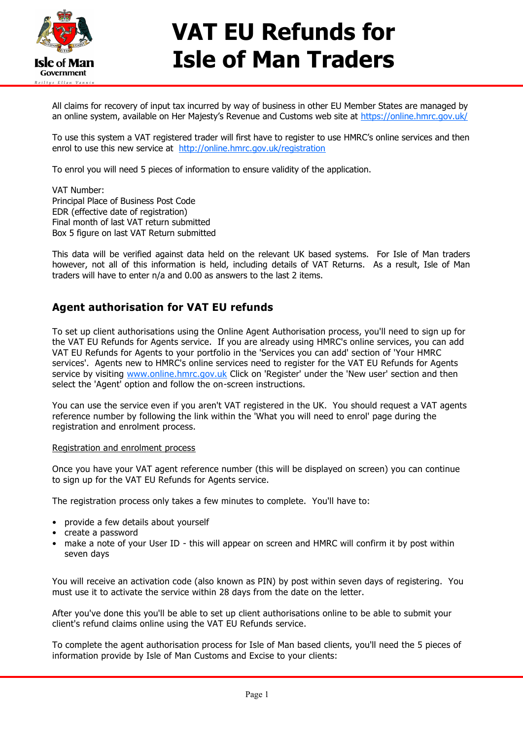# VAT EU Refunds for Isle of Man Traders

All claims for recovery of input tax incurred by way of business in other EU Member States are managed by an online system, available on Her Majesty's Revenue and Customs web site at https://online.hmrc.gov.uk/

To use this system a VAT registered trader will first have to register to use HMRC's online services and then enrol to use this new service at http://online.hmrc.gov.uk/registration

To enrol you will need 5 pieces of information to ensure validity of the application.

VAT Number:
Principal Place of Business Post Code
EDR (effective date of registration)
Final month of last VAT return submitted
Box 5 figure on last VAT Return submitted

This data will be verified against data held on the relevant UK based systems. For Isle of Man traders however, not all of this information is held, including details of VAT Returns. As a result, Isle of Man traders will have to enter n/a and 0.00 as answers to the last 2 items.

## Agent authorisation for VAT EU refunds

To set up client authorisations using the Online Agent Authorisation process, you'll need to sign up for the VAT EU Refunds for Agents service. If you are already using HMRC's online services, you can add VAT EU Refunds for Agents to your portfolio in the 'Services you can add' section of 'Your HMRC services'. Agents new to HMRC's online services need to register for the VAT EU Refunds for Agents service by visiting www.online.hmrc.gov.uk Click on 'Register' under the 'New user' section and then select the 'Agent' option and follow the on-screen instructions.

You can use the service even if you aren't VAT registered in the UK. You should request a VAT agents reference number by following the link within the 'What you will need to enrol' page during the registration and enrolment process.

Registration and enrolment process

Once you have your VAT agent reference number (this will be displayed on screen) you can continue to sign up for the VAT EU Refunds for Agents service.

The registration process only takes a few minutes to complete. You'll have to:

- provide a few details about yourself
- create a password
- make a note of your User ID - this will appear on screen and HMRC will confirm it by post within seven days

You will receive an activation code (also known as PIN) by post within seven days of registering. You must use it to activate the service within 28 days from the date on the letter.

After you've done this you'll be able to set up client authorisations online to be able to submit your client's refund claims online using the VAT EU Refunds service.

To complete the agent authorisation process for Isle of Man based clients, you'll need the 5 pieces of information provide by Isle of Man Customs and Excise to your clients: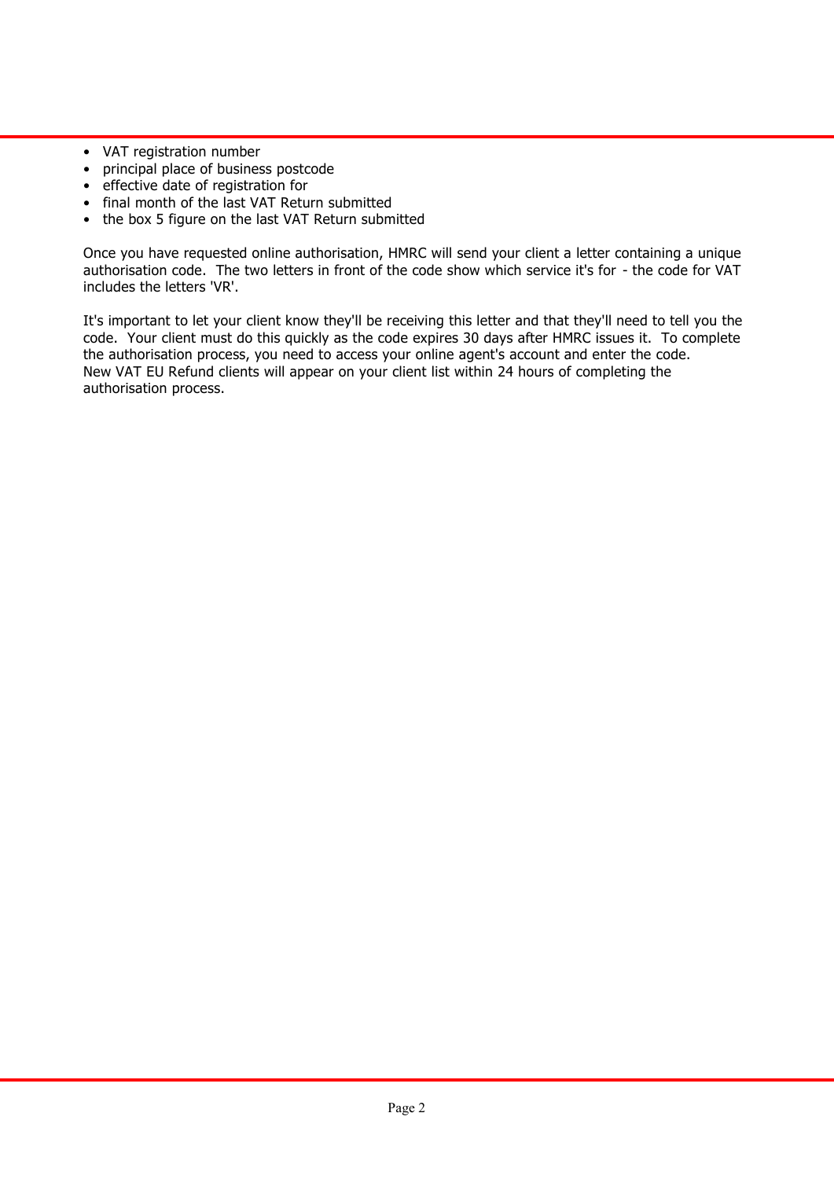- VAT registration number
- principal place of business postcode
- effective date of registration for
- final month of the last VAT Return submitted
- the box 5 figure on the last VAT Return submitted

Once you have requested online authorisation, HMRC will send your client a letter containing a unique authorisation code. The two letters in front of the code show which service it's for - the code for VAT includes the letters 'VR'.

It's important to let your client know they'll be receiving this letter and that they'll need to tell you the code. Your client must do this quickly as the code expires 30 days after HMRC issues it. To complete the authorisation process, you need to access your online agent's account and enter the code.
New VAT EU Refund clients will appear on your client list within 24 hours of completing the authorisation process.